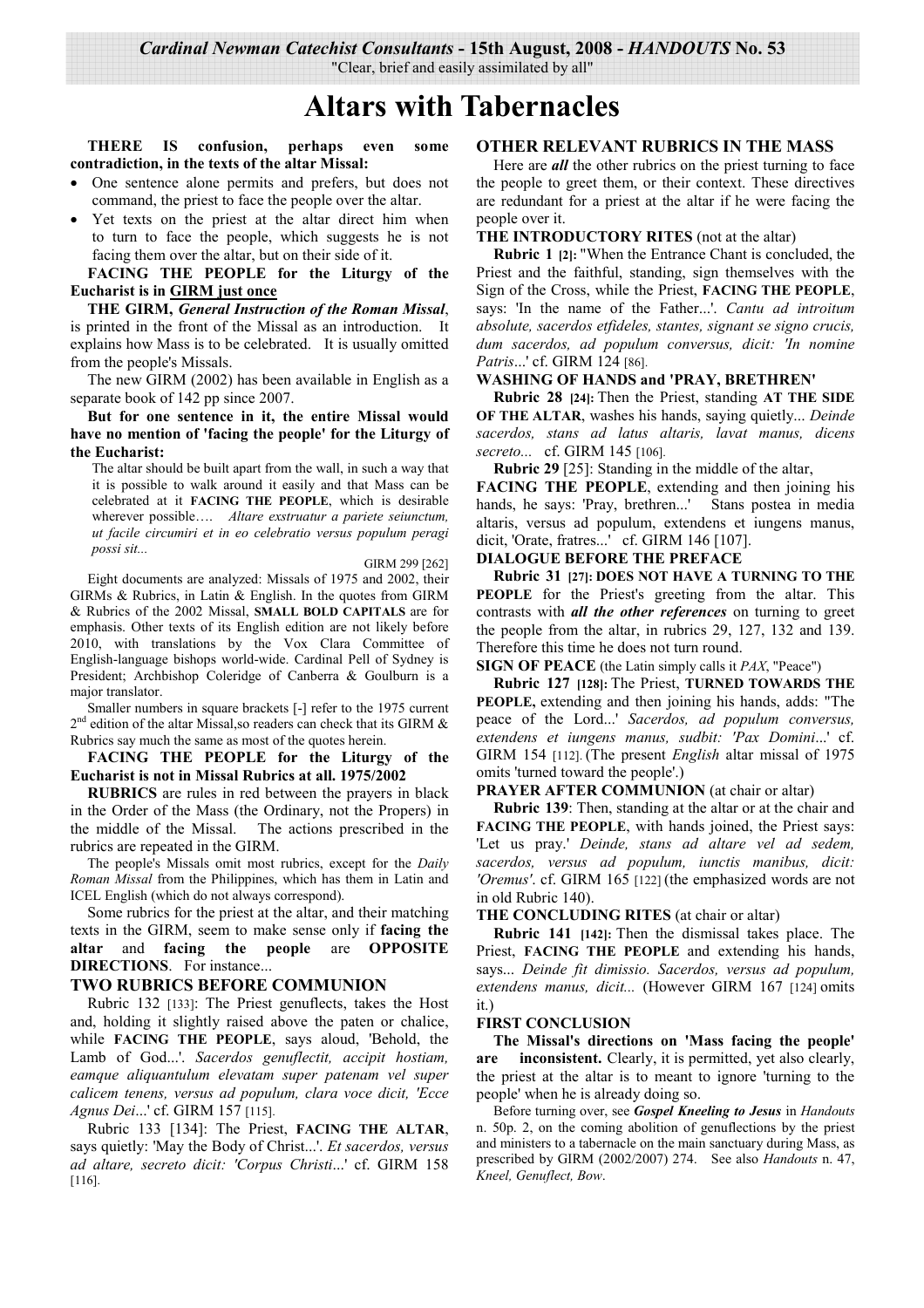*Cardinal Newman Catechist Consultants* - 15th August, 2008 - *HANDOUTS* No. 53

"Clear, brief and easily assimilated by all"

# Altars with Tabernacles

**THERE IS confusion, perhaps even some contradiction, in the texts of the altar Missal:**

- One sentence alone permits and prefers, but does not command, the priest to face the people over the altar.
- Yet texts on the priest at the altar direct him when to turn to face the people, which suggests he is not facing them over the altar, but on their side of it.

**FACING THE PEOPLE for the Liturgy of the Eucharist is in GIRM just once**

**THE GIRM,** ***General Instruction of the Roman Missal***, is printed in the front of the Missal as an introduction. It explains how Mass is to be celebrated. It is usually omitted from the people's Missals.

The new GIRM (2002) has been available in English as a separate book of 142 pp since 2007.

**But for one sentence in it, the entire Missal would have no mention of 'facing the people' for the Liturgy of the Eucharist:**

> The altar should be built apart from the wall, in such a way that it is possible to walk around it easily and that Mass can be celebrated at it **FACING THE PEOPLE**, which is desirable wherever possible…. *Altare exstruatur a pariete seiunctum, ut facile circumiri et in eo celebratio versus populum peragi possi sit...*
>
> GIRM 299 [262]

Eight documents are analyzed: Missals of 1975 and 2002, their GIRMs & Rubrics, in Latin & English. In the quotes from GIRM & Rubrics of the 2002 Missal, **SMALL BOLD CAPITALS** are for emphasis. Other texts of its English edition are not likely before 2010, with translations by the Vox Clara Committee of English-language bishops world-wide. Cardinal Pell of Sydney is President; Archbishop Coleridge of Canberra & Goulburn is a major translator.

Smaller numbers in square brackets [-] refer to the 1975 current 2nd edition of the altar Missal,so readers can check that its GIRM & Rubrics say much the same as most of the quotes herein.

**FACING THE PEOPLE for the Liturgy of the Eucharist is not in Missal Rubrics at all. 1975/2002**

**RUBRICS** are rules in red between the prayers in black in the Order of the Mass (the Ordinary, not the Propers) in the middle of the Missal. The actions prescribed in the rubrics are repeated in the GIRM.

The people's Missals omit most rubrics, except for the *Daily Roman Missal* from the Philippines, which has them in Latin and ICEL English (which do not always correspond).

Some rubrics for the priest at the altar, and their matching texts in the GIRM, seem to make sense only if **facing the altar** and **facing the people** are **OPPOSITE DIRECTIONS**. For instance...

## TWO RUBRICS BEFORE COMMUNION

Rubric 132 [133]: The Priest genuflects, takes the Host and, holding it slightly raised above the paten or chalice, while **FACING THE PEOPLE**, says aloud, 'Behold, the Lamb of God...'. *Sacerdos genuflectit, accipit hostiam, eamque aliquantulum elevatam super patenam vel super calicem tenens, versus ad populum, clara voce dicit, 'Ecce Agnus Dei...*' cf. GIRM 157 [115].

Rubric 133 [134]: The Priest, **FACING THE ALTAR**, says quietly: 'May the Body of Christ...'. *Et sacerdos, versus ad altare, secreto dicit: 'Corpus Christi...*' cf. GIRM 158 [116].

## OTHER RELEVANT RUBRICS IN THE MASS

Here are ***all*** the other rubrics on the priest turning to face the people to greet them, or their context. These directives are redundant for a priest at the altar if he were facing the people over it.

**THE INTRODUCTORY RITES** (not at the altar)

**Rubric 1 [2]:** "When the Entrance Chant is concluded, the Priest and the faithful, standing, sign themselves with the Sign of the Cross, while the Priest, **FACING THE PEOPLE**, says: 'In the name of the Father...'. *Cantu ad introitum absolute, sacerdos etfideles, stantes, signant se signo crucis, dum sacerdos, ad populum conversus, dicit: 'In nomine Patris...*' cf. GIRM 124 [86].

**WASHING OF HANDS and 'PRAY, BRETHREN'**

**Rubric 28 [24]:** Then the Priest, standing **AT THE SIDE OF THE ALTAR**, washes his hands, saying quietly... *Deinde sacerdos, stans ad latus altaris, lavat manus, dicens secreto...* cf. GIRM 145 [106].

**Rubric 29** [25]: Standing in the middle of the altar, **FACING THE PEOPLE**, extending and then joining his hands, he says: 'Pray, brethren...' Stans postea in media altaris, versus ad populum, extendens et iungens manus, dicit, 'Orate, fratres...' cf. GIRM 146 [107].

**DIALOGUE BEFORE THE PREFACE**

**Rubric 31 [27]: DOES NOT HAVE A TURNING TO THE PEOPLE** for the Priest's greeting from the altar. This contrasts with ***all the other references*** on turning to greet the people from the altar, in rubrics 29, 127, 132 and 139. Therefore this time he does not turn round.

**SIGN OF PEACE** (the Latin simply calls it *PAX*, "Peace")

**Rubric 127 [128]:** The Priest, **TURNED TOWARDS THE PEOPLE,** extending and then joining his hands, adds: "The peace of the Lord...' *Sacerdos, ad populum conversus, extendens et iungens manus, subdit: 'Pax Domini...*' cf. GIRM 154 [112]. (The present *English* altar missal of 1975 omits 'turned toward the people'.)

**PRAYER AFTER COMMUNION** (at chair or altar)

**Rubric 139**: Then, standing at the altar or at the chair and **FACING THE PEOPLE**, with hands joined, the Priest says: 'Let us pray.' *Deinde, stans ad altare vel ad sedem, sacerdos, versus ad populum, iunctis manibus, dicit: 'Oremus'*. cf. GIRM 165 [122] (the emphasized words are not in old Rubric 140).

**THE CONCLUDING RITES** (at chair or altar)

**Rubric 141 [142]:** Then the dismissal takes place. The Priest, **FACING THE PEOPLE** and extending his hands, says... *Deinde fit dimissio. Sacerdos, versus ad populum, extendens manus, dicit...* (However GIRM 167 [124] omits it.)

**FIRST CONCLUSION**

**The Missal's directions on 'Mass facing the people' are inconsistent.** Clearly, it is permitted, yet also clearly, the priest at the altar is to meant to ignore 'turning to the people' when he is already doing so.

Before turning over, see ***Gospel Kneeling to Jesus*** in *Handouts* n. 50p. 2, on the coming abolition of genuflections by the priest and ministers to a tabernacle on the main sanctuary during Mass, as prescribed by GIRM (2002/2007) 274. See also *Handouts* n. 47, *Kneel, Genuflect, Bow*.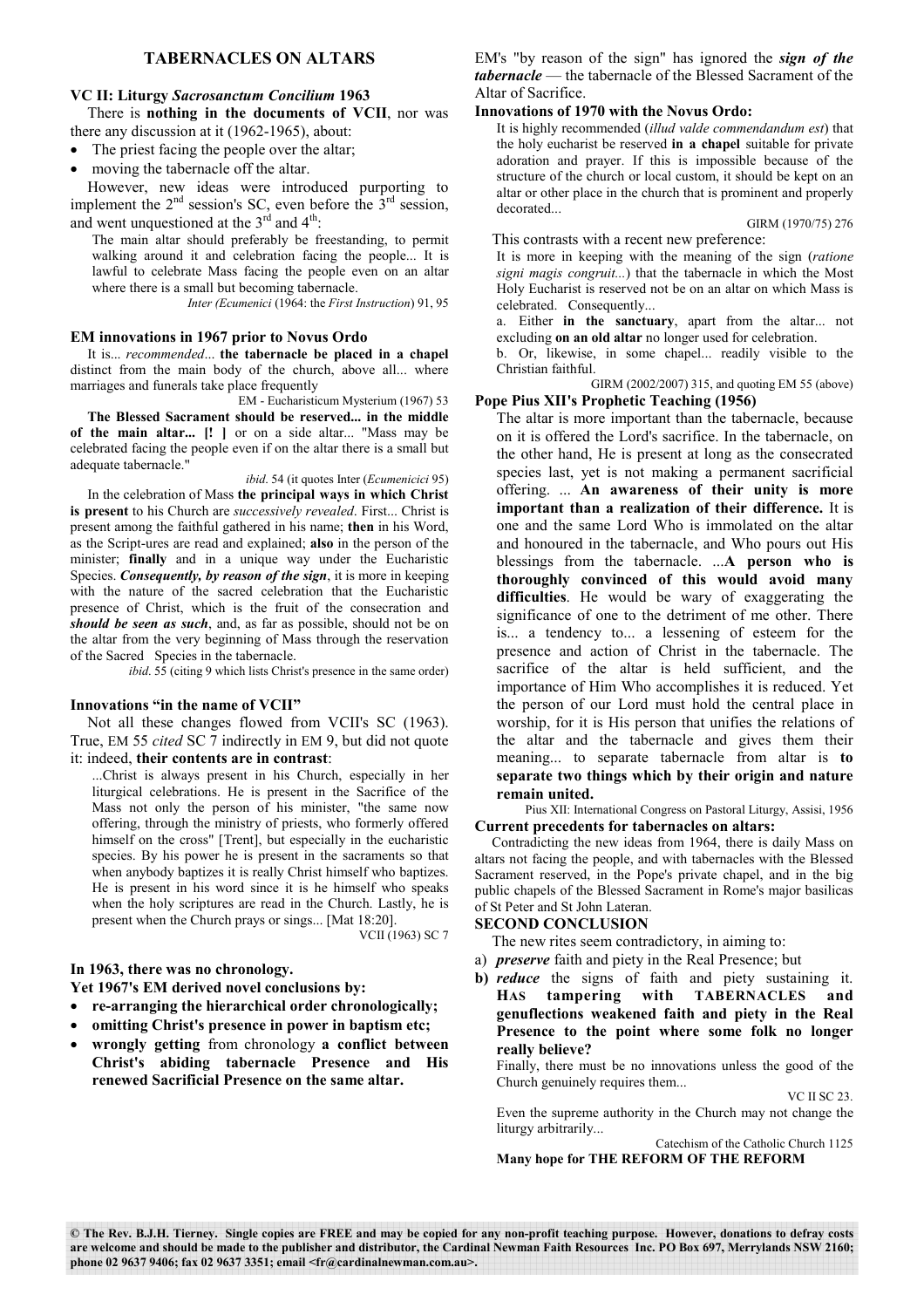## TABERNACLES ON ALTARS

### VC II: Liturgy *Sacrosanctum Concilium* 1963

There is **nothing in the documents of VCII**, nor was there any discussion at it (1962-1965), about:

- The priest facing the people over the altar;
- moving the tabernacle off the altar.

However, new ideas were introduced purporting to implement the 2nd session's SC, even before the 3rd session, and went unquestioned at the 3rd and 4th:

> The main altar should preferably be freestanding, to permit walking around it and celebration facing the people... It is lawful to celebrate Mass facing the people even on an altar where there is a small but becoming tabernacle.
>
> *Inter (Ecumenici* (1964: the *First Instruction*) 91, 95

### EM innovations in 1967 prior to Novus Ordo

It is... *recommended*... **the tabernacle be placed in a chapel** distinct from the main body of the church, above all... where marriages and funerals take place frequently

EM - Eucharisticum Mysterium (1967) 53

**The Blessed Sacrament should be reserved... in the middle of the main altar... [! ]** or on a side altar... "Mass may be celebrated facing the people even if on the altar there is a small but adequate tabernacle."

*ibid*. 54 (it quotes Inter (*Ecumenicici* 95)

In the celebration of Mass **the principal ways in which Christ is present** to his Church are *successively revealed*. First... Christ is present among the faithful gathered in his name; **then** in his Word, as the Script-ures are read and explained; **also** in the person of the minister; **finally** and in a unique way under the Eucharistic Species. ***Consequently, by reason of the sign***, it is more in keeping with the nature of the sacred celebration that the Eucharistic presence of Christ, which is the fruit of the consecration and ***should be seen as such***, and, as far as possible, should not be on the altar from the very beginning of Mass through the reservation of the Sacred Species in the tabernacle.

*ibid*. 55 (citing 9 which lists Christ's presence in the same order)

### Innovations "in the name of VCII"

Not all these changes flowed from VCII's SC (1963). True, EM 55 *cited* SC 7 indirectly in EM 9, but did not quote it: indeed, **their contents are in contrast**:

> ...Christ is always present in his Church, especially in her liturgical celebrations. He is present in the Sacrifice of the Mass not only the person of his minister, "the same now offering, through the ministry of priests, who formerly offered himself on the cross" [Trent], but especially in the eucharistic species. By his power he is present in the sacraments so that when anybody baptizes it is really Christ himself who baptizes. He is present in his word since it is he himself who speaks when the holy scriptures are read in the Church. Lastly, he is present when the Church prays or sings... [Mat 18:20].
>
> VCII (1963) SC 7

### In 1963, there was no chronology.

**Yet 1967's EM derived novel conclusions by:**

- **re-arranging the hierarchical order chronologically;**
- **omitting Christ's presence in power in baptism etc;**
- **wrongly getting** from chronology **a conflict between Christ's abiding tabernacle Presence and His renewed Sacrificial Presence on the same altar.**

EM's "by reason of the sign" has ignored the ***sign of the tabernacle*** — the tabernacle of the Blessed Sacrament of the Altar of Sacrifice.

### Innovations of 1970 with the Novus Ordo:

> It is highly recommended (*illud valde commendandum est*) that the holy eucharist be reserved **in a chapel** suitable for private adoration and prayer. If this is impossible because of the structure of the church or local custom, it should be kept on an altar or other place in the church that is prominent and properly decorated...
>
> GIRM (1970/75) 276

This contrasts with a recent new preference:

> It is more in keeping with the meaning of the sign (*ratione signi magis congruit...*) that the tabernacle in which the Most Holy Eucharist is reserved not be on an altar on which Mass is celebrated. Consequently...
>
> a. Either **in the sanctuary**, apart from the altar... not excluding **on an old altar** no longer used for celebration.
>
> b. Or, likewise, in some chapel... readily visible to the Christian faithful.
>
> GIRM (2002/2007) 315, and quoting EM 55 (above)

### Pope Pius XII's Prophetic Teaching (1956)

> The altar is more important than the tabernacle, because on it is offered the Lord's sacrifice. In the tabernacle, on the other hand, He is present at long as the consecrated species last, yet is not making a permanent sacrificial offering. ... **An awareness of their unity is more important than a realization of their difference.** It is one and the same Lord Who is immolated on the altar and honoured in the tabernacle, and Who pours out His blessings from the tabernacle. ...**A person who is thoroughly convinced of this would avoid many difficulties**. He would be wary of exaggerating the significance of one to the detriment of me other. There is... a tendency to... a lessening of esteem for the presence and action of Christ in the tabernacle. The sacrifice of the altar is held sufficient, and the importance of Him Who accomplishes it is reduced. Yet the person of our Lord must hold the central place in worship, for it is His person that unifies the relations of the altar and the tabernacle and gives them their meaning... to separate tabernacle from altar is **to separate two things which by their origin and nature remain united.**
>
> Pius XII: International Congress on Pastoral Liturgy, Assisi, 1956

### Current precedents for tabernacles on altars:

Contradicting the new ideas from 1964, there is daily Mass on altars not facing the people, and with tabernacles with the Blessed Sacrament reserved, in the Pope's private chapel, and in the big public chapels of the Blessed Sacrament in Rome's major basilicas of St Peter and St John Lateran.

### SECOND CONCLUSION

The new rites seem contradictory, in aiming to:

a) ***preserve*** faith and piety in the Real Presence; but

b) ***reduce*** the signs of faith and piety sustaining it. **HAS tampering with TABERNACLES and genuflections weakened faith and piety in the Real Presence to the point where some folk no longer really believe?**

> Finally, there must be no innovations unless the good of the Church genuinely requires them...
>
> VC II SC 23.
>
> Even the supreme authority in the Church may not change the liturgy arbitrarily...
>
> Catechism of the Catholic Church 1125

**Many hope for THE REFORM OF THE REFORM**

**© The Rev. B.J.H. Tierney. Single copies are FREE and may be copied for any non-profit teaching purpose. However, donations to defray costs are welcome and should be made to the publisher and distributor, the Cardinal Newman Faith Resources Inc. PO Box 697, Merrylands NSW 2160; phone 02 9637 9406; fax 02 9637 3351; email <fr@cardinalnewman.com.au>.**